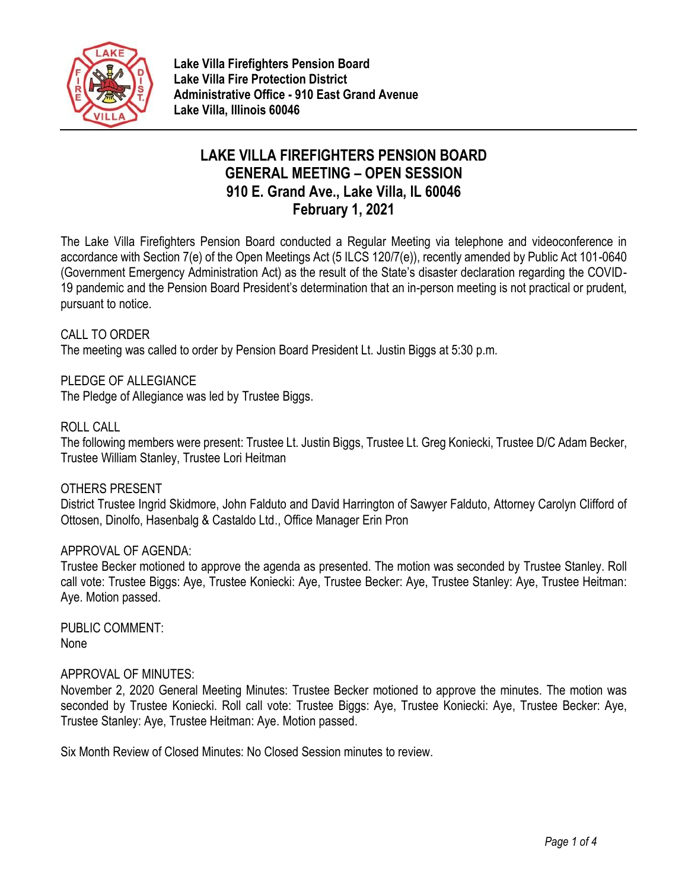**Lake Villa Firefighters Pension Board**
**Lake Villa Fire Protection District**
**Administrative Office - 910 East Grand Avenue**
**Lake Villa, Illinois 60046**

# LAKE VILLA FIREFIGHTERS PENSION BOARD
# GENERAL MEETING – OPEN SESSION
# 910 E. Grand Ave., Lake Villa, IL 60046
# February 1, 2021

The Lake Villa Firefighters Pension Board conducted a Regular Meeting via telephone and videoconference in accordance with Section 7(e) of the Open Meetings Act (5 ILCS 120/7(e)), recently amended by Public Act 101-0640 (Government Emergency Administration Act) as the result of the State's disaster declaration regarding the COVID-19 pandemic and the Pension Board President's determination that an in-person meeting is not practical or prudent, pursuant to notice.

CALL TO ORDER
The meeting was called to order by Pension Board President Lt. Justin Biggs at 5:30 p.m.

PLEDGE OF ALLEGIANCE
The Pledge of Allegiance was led by Trustee Biggs.

ROLL CALL
The following members were present: Trustee Lt. Justin Biggs, Trustee Lt. Greg Koniecki, Trustee D/C Adam Becker, Trustee William Stanley, Trustee Lori Heitman

OTHERS PRESENT
District Trustee Ingrid Skidmore, John Falduto and David Harrington of Sawyer Falduto, Attorney Carolyn Clifford of Ottosen, Dinolfo, Hasenbalg & Castaldo Ltd., Office Manager Erin Pron

APPROVAL OF AGENDA:
Trustee Becker motioned to approve the agenda as presented. The motion was seconded by Trustee Stanley. Roll call vote: Trustee Biggs: Aye, Trustee Koniecki: Aye, Trustee Becker: Aye, Trustee Stanley: Aye, Trustee Heitman: Aye. Motion passed.

PUBLIC COMMENT:
None

APPROVAL OF MINUTES:
November 2, 2020 General Meeting Minutes: Trustee Becker motioned to approve the minutes. The motion was seconded by Trustee Koniecki. Roll call vote: Trustee Biggs: Aye, Trustee Koniecki: Aye, Trustee Becker: Aye, Trustee Stanley: Aye, Trustee Heitman: Aye. Motion passed.

Six Month Review of Closed Minutes: No Closed Session minutes to review.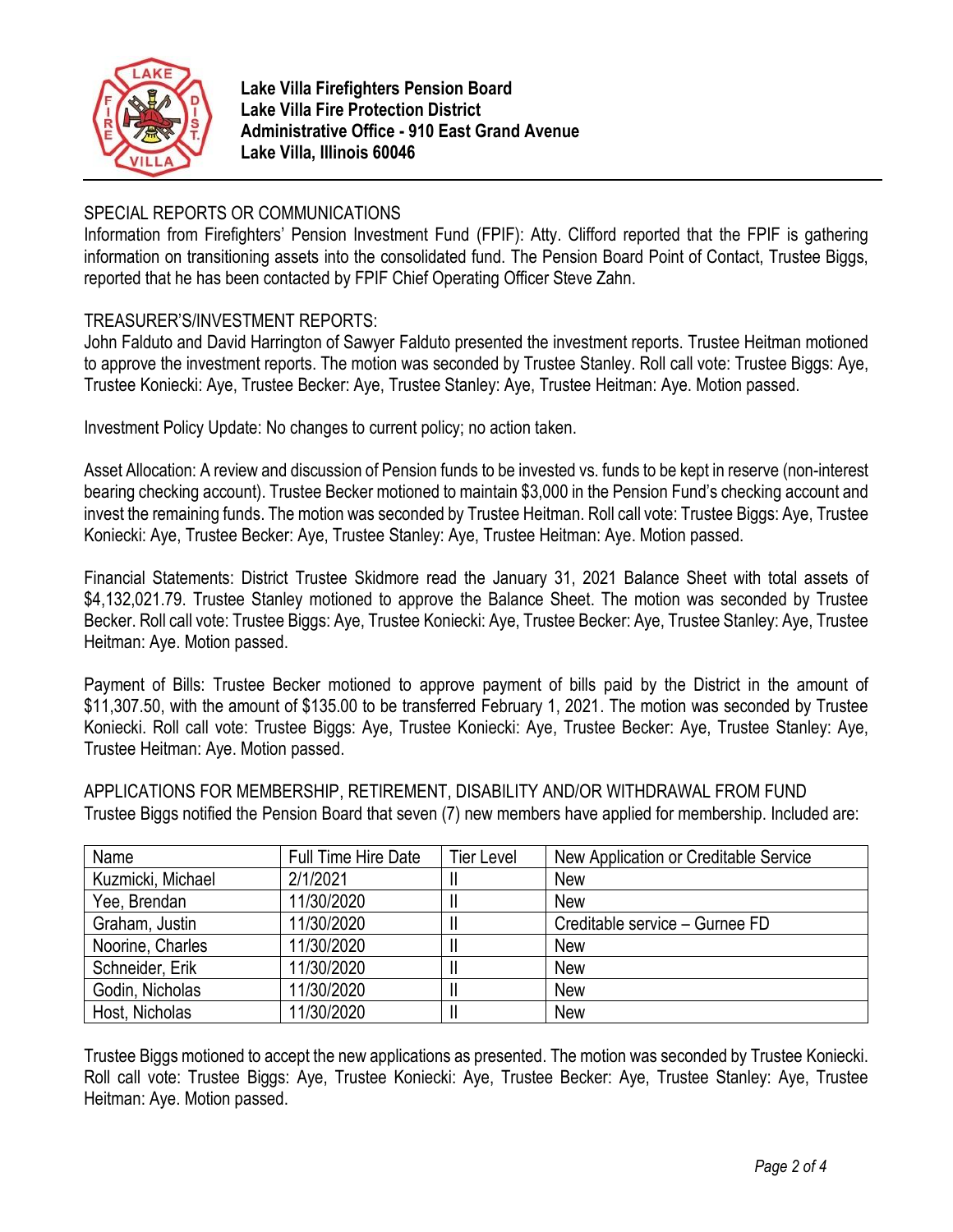**Lake Villa Firefighters Pension Board**
**Lake Villa Fire Protection District**
**Administrative Office - 910 East Grand Avenue**
**Lake Villa, Illinois 60046**

SPECIAL REPORTS OR COMMUNICATIONS

Information from Firefighters' Pension Investment Fund (FPIF): Atty. Clifford reported that the FPIF is gathering information on transitioning assets into the consolidated fund. The Pension Board Point of Contact, Trustee Biggs, reported that he has been contacted by FPIF Chief Operating Officer Steve Zahn.

TREASURER'S/INVESTMENT REPORTS:

John Falduto and David Harrington of Sawyer Falduto presented the investment reports. Trustee Heitman motioned to approve the investment reports. The motion was seconded by Trustee Stanley. Roll call vote: Trustee Biggs: Aye, Trustee Koniecki: Aye, Trustee Becker: Aye, Trustee Stanley: Aye, Trustee Heitman: Aye. Motion passed.

Investment Policy Update: No changes to current policy; no action taken.

Asset Allocation: A review and discussion of Pension funds to be invested vs. funds to be kept in reserve (non-interest bearing checking account). Trustee Becker motioned to maintain $3,000 in the Pension Fund's checking account and invest the remaining funds. The motion was seconded by Trustee Heitman. Roll call vote: Trustee Biggs: Aye, Trustee Koniecki: Aye, Trustee Becker: Aye, Trustee Stanley: Aye, Trustee Heitman: Aye. Motion passed.

Financial Statements: District Trustee Skidmore read the January 31, 2021 Balance Sheet with total assets of $4,132,021.79. Trustee Stanley motioned to approve the Balance Sheet. The motion was seconded by Trustee Becker. Roll call vote: Trustee Biggs: Aye, Trustee Koniecki: Aye, Trustee Becker: Aye, Trustee Stanley: Aye, Trustee Heitman: Aye. Motion passed.

Payment of Bills: Trustee Becker motioned to approve payment of bills paid by the District in the amount of $11,307.50, with the amount of $135.00 to be transferred February 1, 2021. The motion was seconded by Trustee Koniecki. Roll call vote: Trustee Biggs: Aye, Trustee Koniecki: Aye, Trustee Becker: Aye, Trustee Stanley: Aye, Trustee Heitman: Aye. Motion passed.

APPLICATIONS FOR MEMBERSHIP, RETIREMENT, DISABILITY AND/OR WITHDRAWAL FROM FUND

Trustee Biggs notified the Pension Board that seven (7) new members have applied for membership. Included are:

| Name | Full Time Hire Date | Tier Level | New Application or Creditable Service |
|---|---|---|---|
| Kuzmicki, Michael | 2/1/2021 | II | New |
| Yee, Brendan | 11/30/2020 | II | New |
| Graham, Justin | 11/30/2020 | II | Creditable service – Gurnee FD |
| Noorine, Charles | 11/30/2020 | II | New |
| Schneider, Erik | 11/30/2020 | II | New |
| Godin, Nicholas | 11/30/2020 | II | New |
| Host, Nicholas | 11/30/2020 | II | New |

Trustee Biggs motioned to accept the new applications as presented. The motion was seconded by Trustee Koniecki. Roll call vote: Trustee Biggs: Aye, Trustee Koniecki: Aye, Trustee Becker: Aye, Trustee Stanley: Aye, Trustee Heitman: Aye. Motion passed.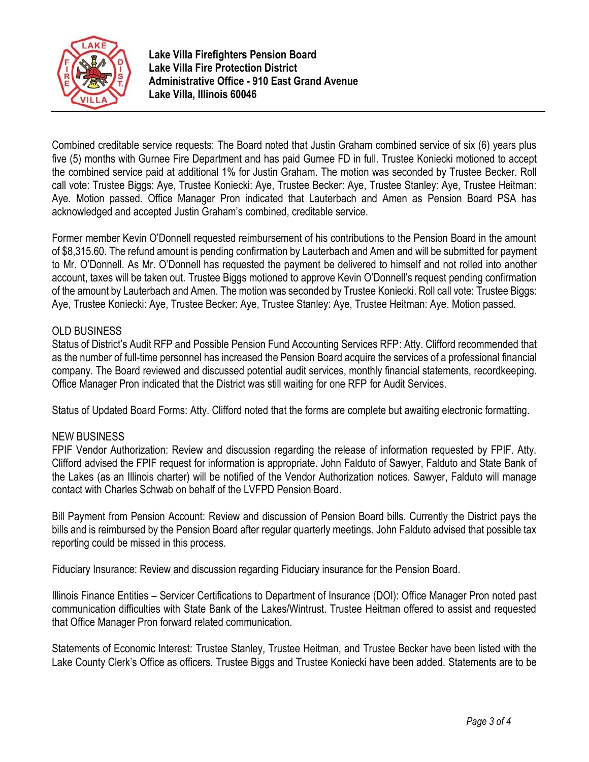Combined creditable service requests: The Board noted that Justin Graham combined service of six (6) years plus five (5) months with Gurnee Fire Department and has paid Gurnee FD in full. Trustee Koniecki motioned to accept the combined service paid at additional 1% for Justin Graham. The motion was seconded by Trustee Becker. Roll call vote: Trustee Biggs: Aye, Trustee Koniecki: Aye, Trustee Becker: Aye, Trustee Stanley: Aye, Trustee Heitman: Aye. Motion passed. Office Manager Pron indicated that Lauterbach and Amen as Pension Board PSA has acknowledged and accepted Justin Graham's combined, creditable service.

Former member Kevin O'Donnell requested reimbursement of his contributions to the Pension Board in the amount of $8,315.60. The refund amount is pending confirmation by Lauterbach and Amen and will be submitted for payment to Mr. O'Donnell. As Mr. O'Donnell has requested the payment be delivered to himself and not rolled into another account, taxes will be taken out. Trustee Biggs motioned to approve Kevin O'Donnell's request pending confirmation of the amount by Lauterbach and Amen. The motion was seconded by Trustee Koniecki. Roll call vote: Trustee Biggs: Aye, Trustee Koniecki: Aye, Trustee Becker: Aye, Trustee Stanley: Aye, Trustee Heitman: Aye. Motion passed.

OLD BUSINESS

Status of District's Audit RFP and Possible Pension Fund Accounting Services RFP: Atty. Clifford recommended that as the number of full-time personnel has increased the Pension Board acquire the services of a professional financial company. The Board reviewed and discussed potential audit services, monthly financial statements, recordkeeping. Office Manager Pron indicated that the District was still waiting for one RFP for Audit Services.

Status of Updated Board Forms: Atty. Clifford noted that the forms are complete but awaiting electronic formatting.

NEW BUSINESS

FPIF Vendor Authorization: Review and discussion regarding the release of information requested by FPIF. Atty. Clifford advised the FPIF request for information is appropriate. John Falduto of Sawyer, Falduto and State Bank of the Lakes (as an Illinois charter) will be notified of the Vendor Authorization notices. Sawyer, Falduto will manage contact with Charles Schwab on behalf of the LVFPD Pension Board.

Bill Payment from Pension Account: Review and discussion of Pension Board bills. Currently the District pays the bills and is reimbursed by the Pension Board after regular quarterly meetings. John Falduto advised that possible tax reporting could be missed in this process.

Fiduciary Insurance: Review and discussion regarding Fiduciary insurance for the Pension Board.

Illinois Finance Entities – Servicer Certifications to Department of Insurance (DOI): Office Manager Pron noted past communication difficulties with State Bank of the Lakes/Wintrust. Trustee Heitman offered to assist and requested that Office Manager Pron forward related communication.

Statements of Economic Interest: Trustee Stanley, Trustee Heitman, and Trustee Becker have been listed with the Lake County Clerk's Office as officers. Trustee Biggs and Trustee Koniecki have been added. Statements are to be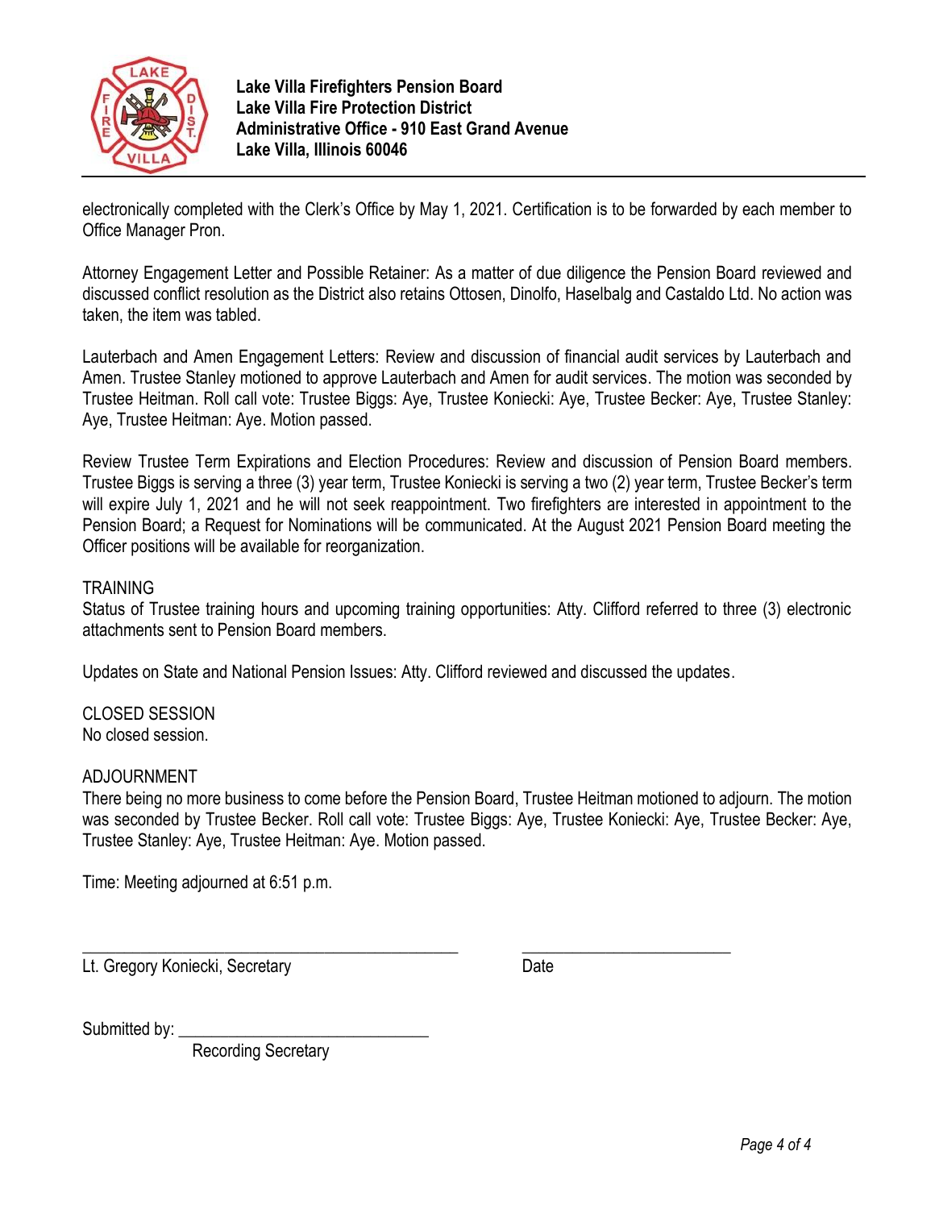electronically completed with the Clerk's Office by May 1, 2021. Certification is to be forwarded by each member to Office Manager Pron.

Attorney Engagement Letter and Possible Retainer: As a matter of due diligence the Pension Board reviewed and discussed conflict resolution as the District also retains Ottosen, Dinolfo, Haselbalg and Castaldo Ltd. No action was taken, the item was tabled.

Lauterbach and Amen Engagement Letters: Review and discussion of financial audit services by Lauterbach and Amen. Trustee Stanley motioned to approve Lauterbach and Amen for audit services. The motion was seconded by Trustee Heitman. Roll call vote: Trustee Biggs: Aye, Trustee Koniecki: Aye, Trustee Becker: Aye, Trustee Stanley: Aye, Trustee Heitman: Aye. Motion passed.

Review Trustee Term Expirations and Election Procedures: Review and discussion of Pension Board members. Trustee Biggs is serving a three (3) year term, Trustee Koniecki is serving a two (2) year term, Trustee Becker's term will expire July 1, 2021 and he will not seek reappointment. Two firefighters are interested in appointment to the Pension Board; a Request for Nominations will be communicated. At the August 2021 Pension Board meeting the Officer positions will be available for reorganization.

TRAINING

Status of Trustee training hours and upcoming training opportunities: Atty. Clifford referred to three (3) electronic attachments sent to Pension Board members.

Updates on State and National Pension Issues: Atty. Clifford reviewed and discussed the updates.

CLOSED SESSION

No closed session.

ADJOURNMENT

There being no more business to come before the Pension Board, Trustee Heitman motioned to adjourn. The motion was seconded by Trustee Becker. Roll call vote: Trustee Biggs: Aye, Trustee Koniecki: Aye, Trustee Becker: Aye, Trustee Stanley: Aye, Trustee Heitman: Aye. Motion passed.

Time: Meeting adjourned at 6:51 p.m.

_______________________________________ ______________________

Lt. Gregory Koniecki, Secretary Date

Submitted by: ___________________________

Recording Secretary